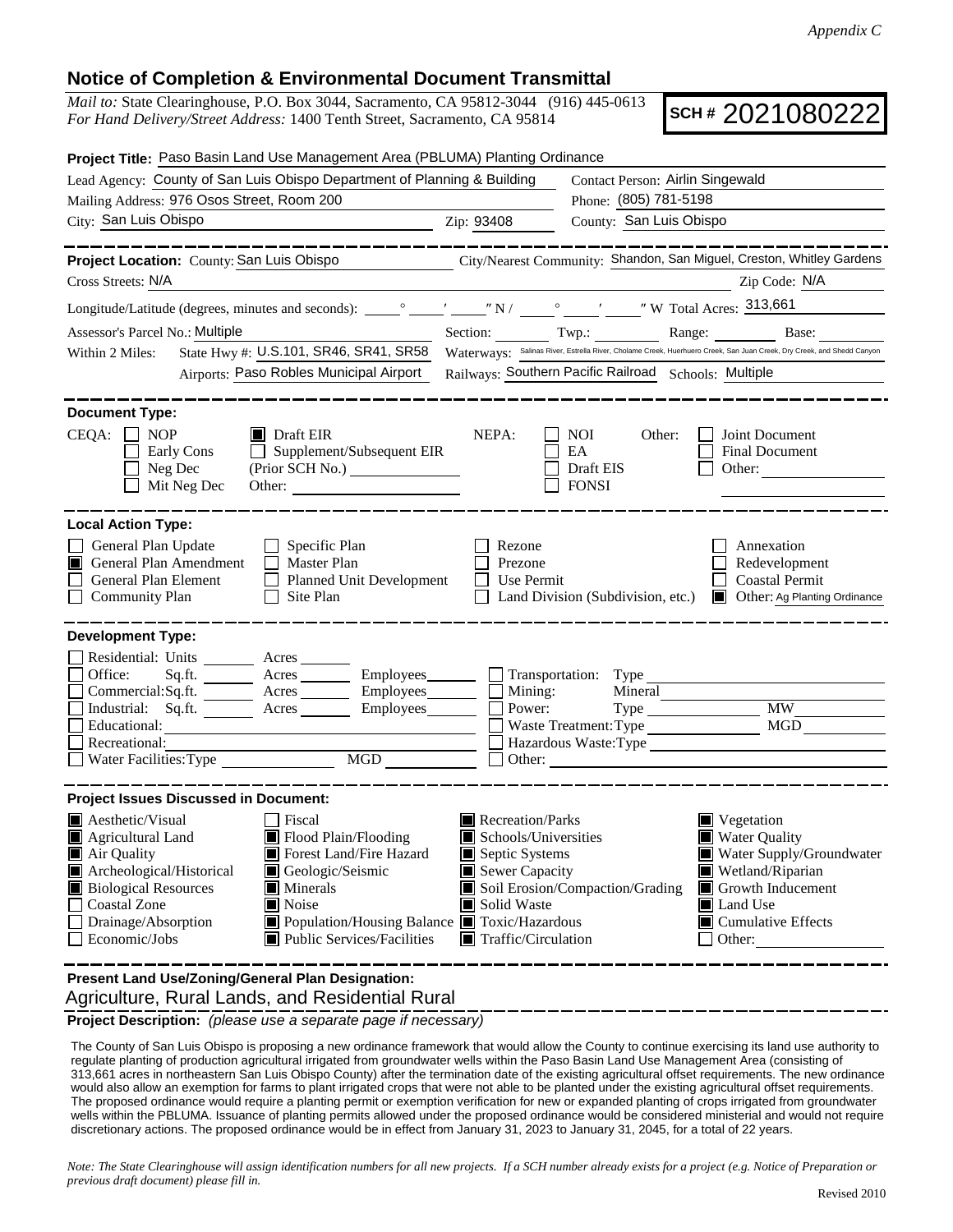*Appendix C*

## Notice of Completion & Environmental Document Transmittal

*Mail to:* State Clearinghouse, P.O. Box 3044, Sacramento, CA 95812-3044 (916) 445-0613
*For Hand Delivery/Street Address:* 1400 Tenth Street, Sacramento, CA 95814

**SCH #** 2021080222

**Project Title:** Paso Basin Land Use Management Area (PBLUMA) Planting Ordinance

Lead Agency: County of San Luis Obispo Department of Planning & Building
Contact Person: Airlin Singewald
Mailing Address: 976 Osos Street, Room 200
Phone: (805) 781-5198
City: San Luis Obispo
Zip: 93408
County: San Luis Obispo

---

**Project Location:** County: San Luis Obispo
City/Nearest Community: Shandon, San Miguel, Creston, Whitley Gardens
Cross Streets: N/A
Zip Code: N/A
Longitude/Latitude (degrees, minutes and seconds): ____° ____′ ____″ N / ____° ____′ ____″ W Total Acres: 313,661
Assessor's Parcel No.: Multiple
Section: ____ Twp.: ____ Range: ____ Base: ____
Within 2 Miles: State Hwy #: U.S.101, SR46, SR41, SR58
Waterways: Salinas River, Estrella River, Cholame Creek, Huerhuero Creek, San Juan Creek, Dry Creek, and Shedd Canyon
Airports: Paso Robles Municipal Airport
Railways: Southern Pacific Railroad
Schools: Multiple

---

**Document Type:**

CEQA: ☐ NOP ☐ Early Cons ☐ Neg Dec ☐ Mit Neg Dec ☒ Draft EIR ☐ Supplement/Subsequent EIR (Prior SCH No.) ____ Other: ____

NEPA: ☐ NOI ☐ EA ☐ Draft EIS ☐ FONSI

Other: ☐ Joint Document ☐ Final Document ☐ Other: ____

---

**Local Action Type:**

☐ General Plan Update
☒ General Plan Amendment
☐ General Plan Element
☐ Community Plan
☐ Specific Plan
☐ Master Plan
☐ Planned Unit Development
☐ Site Plan
☐ Rezone
☐ Prezone
☐ Use Permit
☐ Land Division (Subdivision, etc.)
☐ Annexation
☐ Redevelopment
☐ Coastal Permit
☒ Other: Ag Planting Ordinance

---

**Development Type:**

☐ Residential: Units ____ Acres ____
☐ Office: Sq.ft. ____ Acres ____ Employees ____
☐ Commercial: Sq.ft. ____ Acres ____ Employees ____
☐ Industrial: Sq.ft. ____ Acres ____ Employees ____
☐ Educational: ____
☐ Recreational: ____
☐ Water Facilities: Type ____ MGD ____
☐ Transportation: Type ____
☐ Mining: Mineral ____
☐ Power: Type ____ MW ____
☐ Waste Treatment: Type ____ MGD ____
☐ Hazardous Waste: Type ____
☐ Other: ____

---

**Project Issues Discussed in Document:**

☒ Aesthetic/Visual
☒ Agricultural Land
☒ Air Quality
☒ Archeological/Historical
☒ Biological Resources
☐ Coastal Zone
☐ Drainage/Absorption
☐ Economic/Jobs
☐ Fiscal
☒ Flood Plain/Flooding
☒ Forest Land/Fire Hazard
☒ Geologic/Seismic
☒ Minerals
☒ Noise
☒ Population/Housing Balance
☒ Public Services/Facilities
☒ Recreation/Parks
☒ Schools/Universities
☒ Septic Systems
☒ Sewer Capacity
☒ Soil Erosion/Compaction/Grading
☒ Solid Waste
☒ Toxic/Hazardous
☒ Traffic/Circulation
☒ Vegetation
☒ Water Quality
☒ Water Supply/Groundwater
☒ Wetland/Riparian
☒ Growth Inducement
☒ Land Use
☒ Cumulative Effects
☐ Other: ____

---

**Present Land Use/Zoning/General Plan Designation:**

Agriculture, Rural Lands, and Residential Rural

**Project Description:** *(please use a separate page if necessary)*

The County of San Luis Obispo is proposing a new ordinance framework that would allow the County to continue exercising its land use authority to regulate planting of production agricultural irrigated from groundwater wells within the Paso Basin Land Use Management Area (consisting of 313,661 acres in northeastern San Luis Obispo County) after the termination date of the existing agricultural offset requirements. The new ordinance would also allow an exemption for farms to plant irrigated crops that were not able to be planted under the existing agricultural offset requirements. The proposed ordinance would require a planting permit or exemption verification for new or expanded planting of crops irrigated from groundwater wells within the PBLUMA. Issuance of planting permits allowed under the proposed ordinance would be considered ministerial and would not require discretionary actions. The proposed ordinance would be in effect from January 31, 2023 to January 31, 2045, for a total of 22 years.

*Note: The State Clearinghouse will assign identification numbers for all new projects. If a SCH number already exists for a project (e.g. Notice of Preparation or previous draft document) please fill in.*

Revised 2010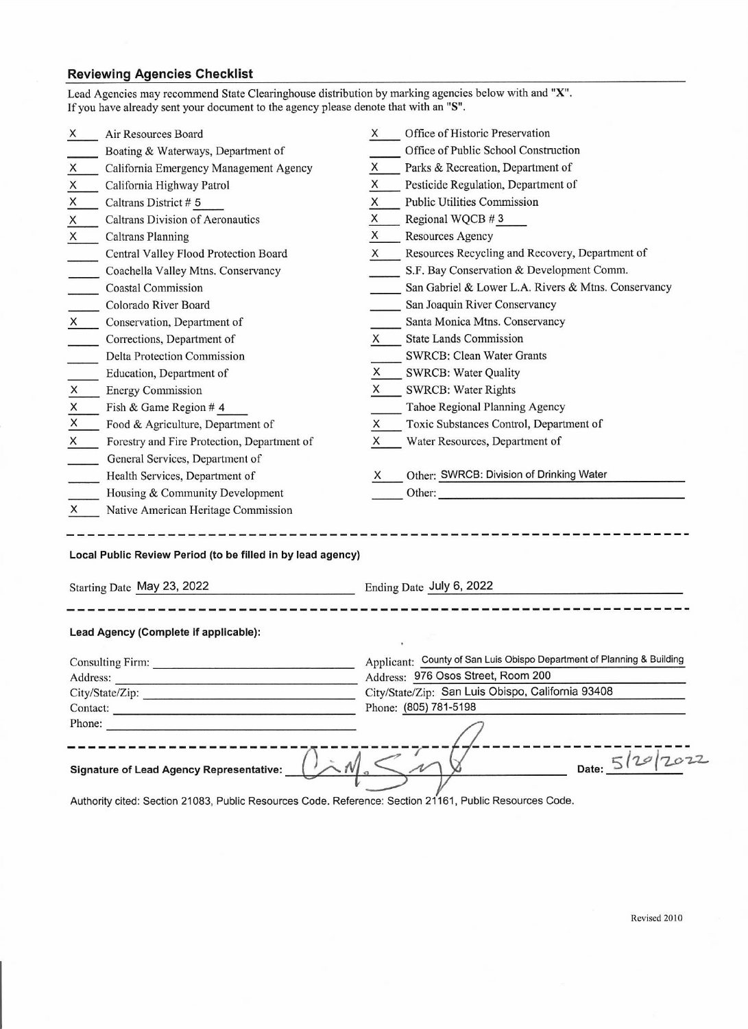## Reviewing Agencies Checklist

Lead Agencies may recommend State Clearinghouse distribution by marking agencies below with and "X".
If you have already sent your document to the agency please denote that with an "S".

| | | | |
|---|---|---|---|
| X | Air Resources Board | X | Office of Historic Preservation |
| | Boating & Waterways, Department of | | Office of Public School Construction |
| X | California Emergency Management Agency | X | Parks & Recreation, Department of |
| X | California Highway Patrol | X | Pesticide Regulation, Department of |
| X | Caltrans District # 5 | X | Public Utilities Commission |
| X | Caltrans Division of Aeronautics | X | Regional WQCB # 3 |
| X | Caltrans Planning | X | Resources Agency |
| | Central Valley Flood Protection Board | X | Resources Recycling and Recovery, Department of |
| | Coachella Valley Mtns. Conservancy | | S.F. Bay Conservation & Development Comm. |
| | Coastal Commission | | San Gabriel & Lower L.A. Rivers & Mtns. Conservancy |
| | Colorado River Board | | San Joaquin River Conservancy |
| X | Conservation, Department of | | Santa Monica Mtns. Conservancy |
| | Corrections, Department of | X | State Lands Commission |
| | Delta Protection Commission | | SWRCB: Clean Water Grants |
| | Education, Department of | X | SWRCB: Water Quality |
| X | Energy Commission | X | SWRCB: Water Rights |
| X | Fish & Game Region # 4 | | Tahoe Regional Planning Agency |
| X | Food & Agriculture, Department of | X | Toxic Substances Control, Department of |
| X | Forestry and Fire Protection, Department of | X | Water Resources, Department of |
| | General Services, Department of | | |
| | Health Services, Department of | X | Other: SWRCB: Division of Drinking Water |
| | Housing & Community Development | | Other: |
| X | Native American Heritage Commission | | |

**Local Public Review Period (to be filled in by lead agency)**

Starting Date May 23, 2022 Ending Date July 6, 2022

**Lead Agency (Complete if applicable):**

Consulting Firm:
Address:
City/State/Zip:
Contact:
Phone:

Applicant: County of San Luis Obispo Department of Planning & Building
Address: 976 Osos Street, Room 200
City/State/Zip: San Luis Obispo, California 93408
Phone: (805) 781-5198

**Signature of Lead Agency Representative:** [signature] **Date:** 5/20/2022

Authority cited: Section 21083, Public Resources Code. Reference: Section 21161, Public Resources Code.

Revised 2010